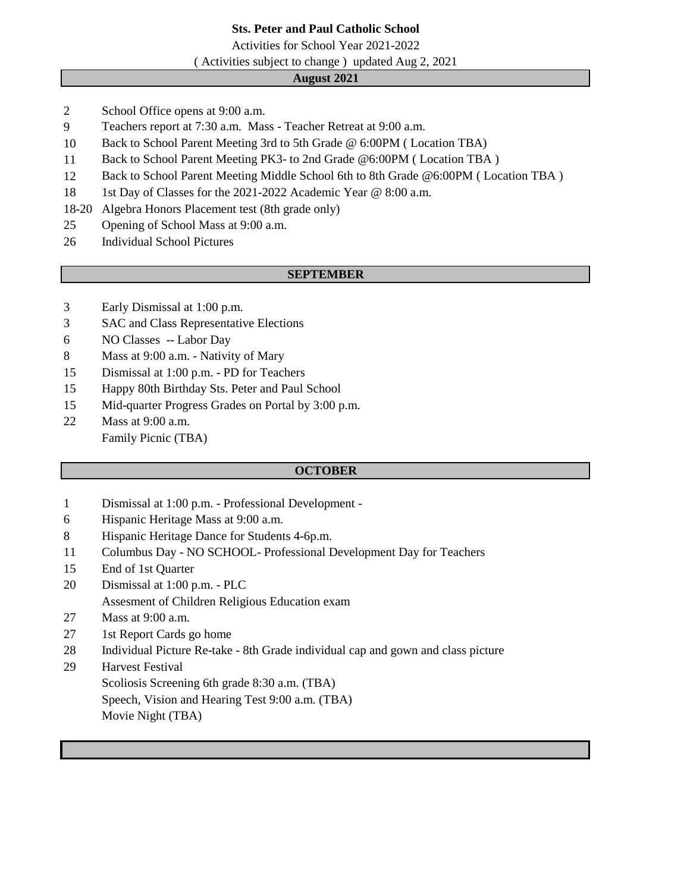**Sts. Peter and Paul Catholic School**

Activities for School Year 2021-2022

( Activities subject to change ) updated Aug 2, 2021

## August 2021

| | |
|---|---|
| 2 | School Office opens at 9:00 a.m. |
| 9 | Teachers report at 7:30 a.m. Mass - Teacher Retreat at 9:00 a.m. |
| 10 | Back to School Parent Meeting 3rd to 5th Grade @ 6:00PM ( Location TBA) |
| 11 | Back to School Parent Meeting PK3- to 2nd Grade @6:00PM ( Location TBA ) |
| 12 | Back to School Parent Meeting Middle School 6th to 8th Grade @6:00PM ( Location TBA ) |
| 18 | 1st Day of Classes for the 2021-2022 Academic Year @ 8:00 a.m. |
| 18-20 | Algebra Honors Placement test (8th grade only) |
| 25 | Opening of School Mass at 9:00 a.m. |
| 26 | Individual School Pictures |

## SEPTEMBER

| | |
|---|---|
| 3 | Early Dismissal at 1:00 p.m. |
| 3 | SAC and Class Representative Elections |
| 6 | NO Classes -- Labor Day |
| 8 | Mass at 9:00 a.m. - Nativity of Mary |
| 15 | Dismissal at 1:00 p.m. - PD for Teachers |
| 15 | Happy 80th Birthday Sts. Peter and Paul School |
| 15 | Mid-quarter Progress Grades on Portal by 3:00 p.m. |
| 22 | Mass at 9:00 a.m. |
| | Family Picnic (TBA) |

## OCTOBER

| | |
|---|---|
| 1 | Dismissal at 1:00 p.m. - Professional Development - |
| 6 | Hispanic Heritage Mass at 9:00 a.m. |
| 8 | Hispanic Heritage Dance for Students 4-6p.m. |
| 11 | Columbus Day - NO SCHOOL- Professional Development Day for Teachers |
| 15 | End of 1st Quarter |
| 20 | Dismissal at 1:00 p.m. - PLC |
| | Assesment of Children Religious Education exam |
| 27 | Mass at 9:00 a.m. |
| 27 | 1st Report Cards go home |
| 28 | Individual Picture Re-take - 8th Grade individual cap and gown and class picture |
| 29 | Harvest Festival |
| | Scoliosis Screening 6th grade 8:30 a.m. (TBA) |
| | Speech, Vision and Hearing Test 9:00 a.m. (TBA) |
| | Movie Night (TBA) |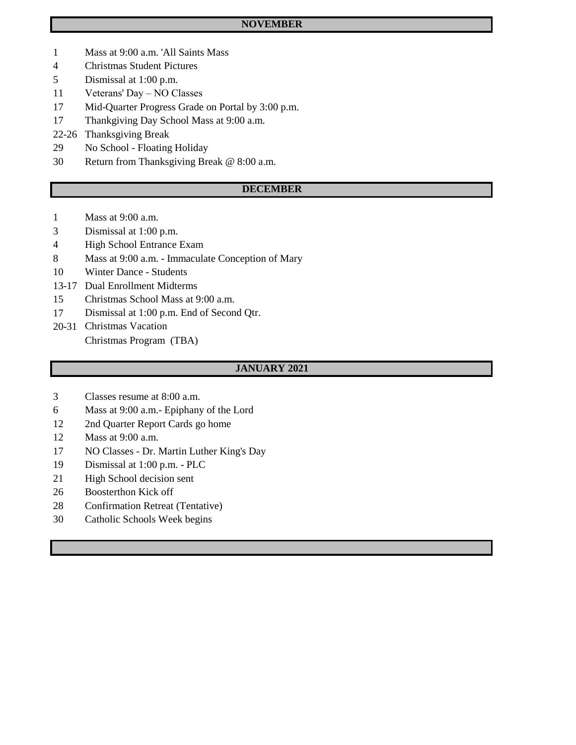## NOVEMBER

| | |
|---|---|
| 1 | Mass at 9:00 a.m. 'All Saints Mass |
| 4 | Christmas Student Pictures |
| 5 | Dismissal at 1:00 p.m. |
| 11 | Veterans' Day – NO Classes |
| 17 | Mid-Quarter Progress Grade on Portal by 3:00 p.m. |
| 17 | Thankgiving Day School Mass at 9:00 a.m. |
| 22-26 | Thanksgiving Break |
| 29 | No School - Floating Holiday |
| 30 | Return from Thanksgiving Break @ 8:00 a.m. |

## DECEMBER

| | |
|---|---|
| 1 | Mass at 9:00 a.m. |
| 3 | Dismissal at 1:00 p.m. |
| 4 | High School Entrance Exam |
| 8 | Mass at 9:00 a.m. - Immaculate Conception of Mary |
| 10 | Winter Dance - Students |
| 13-17 | Dual Enrollment Midterms |
| 15 | Christmas School Mass at 9:00 a.m. |
| 17 | Dismissal at 1:00 p.m. End of Second Qtr. |
| 20-31 | Christmas Vacation |
| | Christmas Program (TBA) |

## JANUARY 2021

| | |
|---|---|
| 3 | Classes resume at 8:00 a.m. |
| 6 | Mass at 9:00 a.m.- Epiphany of the Lord |
| 12 | 2nd Quarter Report Cards go home |
| 12 | Mass at 9:00 a.m. |
| 17 | NO Classes - Dr. Martin Luther King's Day |
| 19 | Dismissal at 1:00 p.m. - PLC |
| 21 | High School decision sent |
| 26 | Boosterthon Kick off |
| 28 | Confirmation Retreat (Tentative) |
| 30 | Catholic Schools Week begins |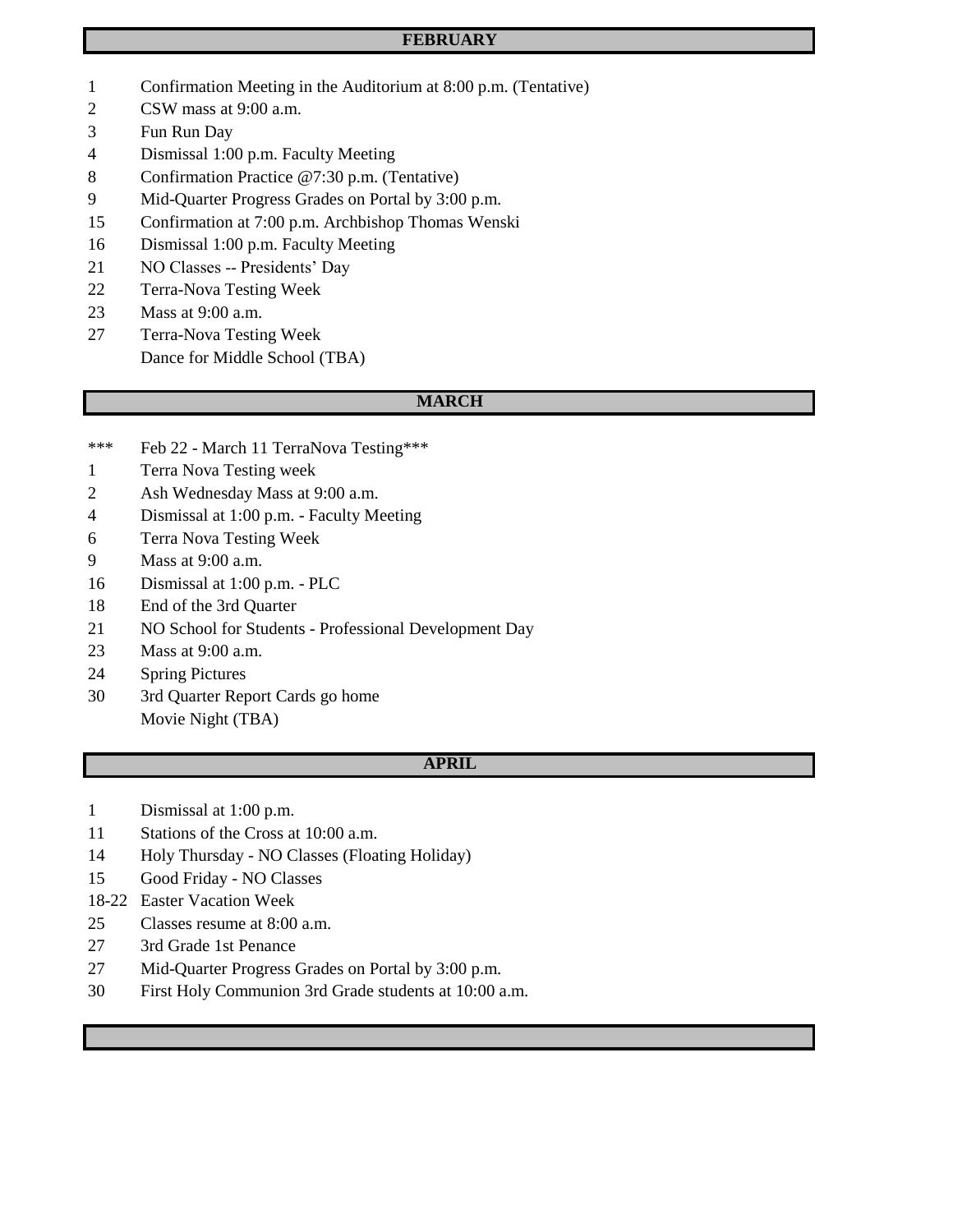## FEBRUARY

| | |
|---|---|
| 1 | Confirmation Meeting in the Auditorium at 8:00 p.m. (Tentative) |
| 2 | CSW mass at 9:00 a.m. |
| 3 | Fun Run Day |
| 4 | Dismissal 1:00 p.m. Faculty Meeting |
| 8 | Confirmation Practice @7:30 p.m. (Tentative) |
| 9 | Mid-Quarter Progress Grades on Portal by 3:00 p.m. |
| 15 | Confirmation at 7:00 p.m. Archbishop Thomas Wenski |
| 16 | Dismissal 1:00 p.m. Faculty Meeting |
| 21 | NO Classes -- Presidents' Day |
| 22 | Terra-Nova Testing Week |
| 23 | Mass at 9:00 a.m. |
| 27 | Terra-Nova Testing Week |
| | Dance for Middle School (TBA) |

## MARCH

| | |
|---|---|
| *** | Feb 22 - March 11 TerraNova Testing*** |
| 1 | Terra Nova Testing week |
| 2 | Ash Wednesday Mass at 9:00 a.m. |
| 4 | Dismissal at 1:00 p.m. - Faculty Meeting |
| 6 | Terra Nova Testing Week |
| 9 | Mass at 9:00 a.m. |
| 16 | Dismissal at 1:00 p.m. - PLC |
| 18 | End of the 3rd Quarter |
| 21 | NO School for Students - Professional Development Day |
| 23 | Mass at 9:00 a.m. |
| 24 | Spring Pictures |
| 30 | 3rd Quarter Report Cards go home |
| | Movie Night (TBA) |

## APRIL

| | |
|---|---|
| 1 | Dismissal at 1:00 p.m. |
| 11 | Stations of the Cross at 10:00 a.m. |
| 14 | Holy Thursday - NO Classes (Floating Holiday) |
| 15 | Good Friday - NO Classes |
| 18-22 | Easter Vacation Week |
| 25 | Classes resume at 8:00 a.m. |
| 27 | 3rd Grade 1st Penance |
| 27 | Mid-Quarter Progress Grades on Portal by 3:00 p.m. |
| 30 | First Holy Communion 3rd Grade students at 10:00 a.m. |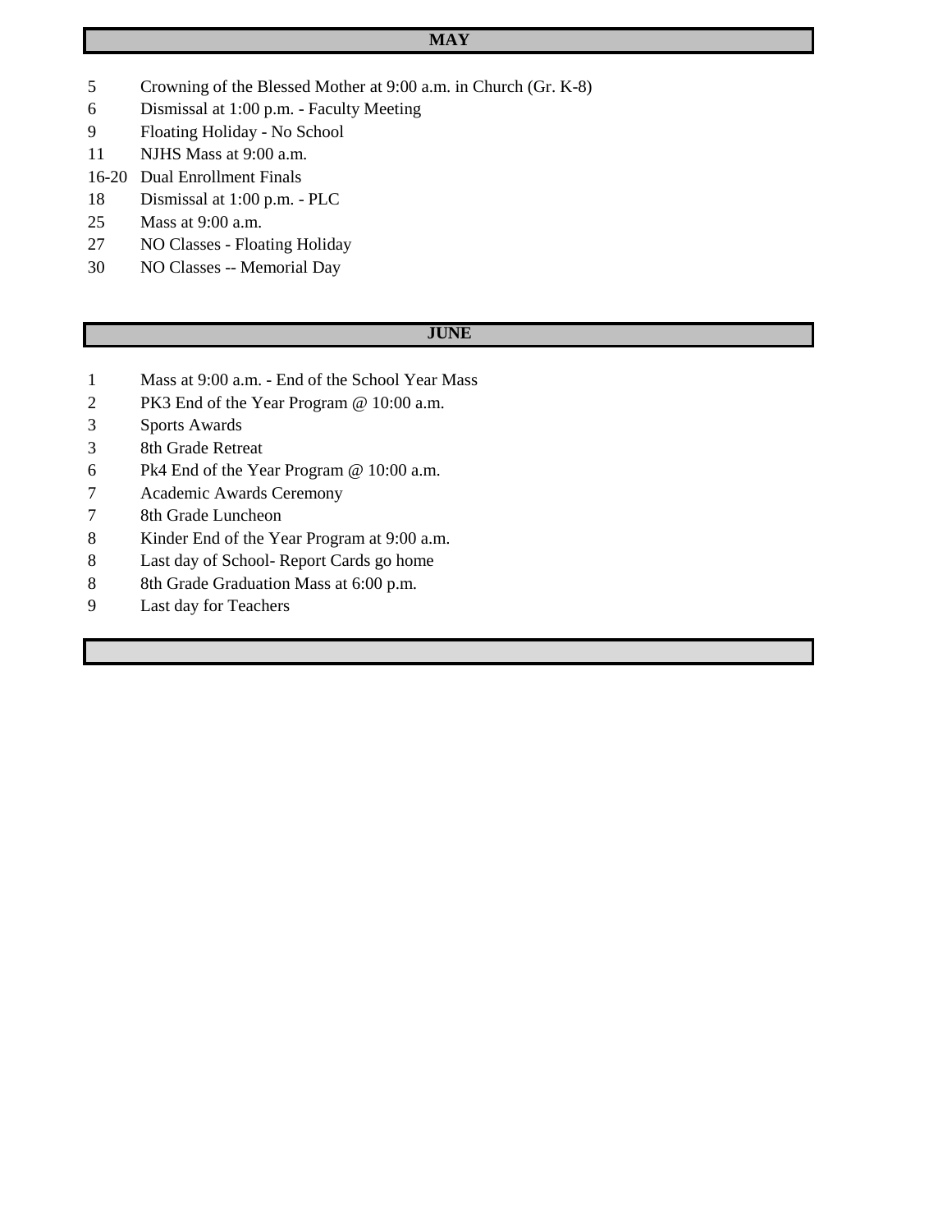## MAY

| | |
|---|---|
| 5 | Crowning of the Blessed Mother at 9:00 a.m. in Church (Gr. K-8) |
| 6 | Dismissal at 1:00 p.m. - Faculty Meeting |
| 9 | Floating Holiday - No School |
| 11 | NJHS Mass at 9:00 a.m. |
| 16-20 | Dual Enrollment Finals |
| 18 | Dismissal at 1:00 p.m. - PLC |
| 25 | Mass at 9:00 a.m. |
| 27 | NO Classes - Floating Holiday |
| 30 | NO Classes -- Memorial Day |

## JUNE

| | |
|---|---|
| 1 | Mass at 9:00 a.m. - End of the School Year Mass |
| 2 | PK3 End of the Year Program @ 10:00 a.m. |
| 3 | Sports Awards |
| 3 | 8th Grade Retreat |
| 6 | Pk4 End of the Year Program @ 10:00 a.m. |
| 7 | Academic Awards Ceremony |
| 7 | 8th Grade Luncheon |
| 8 | Kinder End of the Year Program at 9:00 a.m. |
| 8 | Last day of School- Report Cards go home |
| 8 | 8th Grade Graduation Mass at 6:00 p.m. |
| 9 | Last day for Teachers |